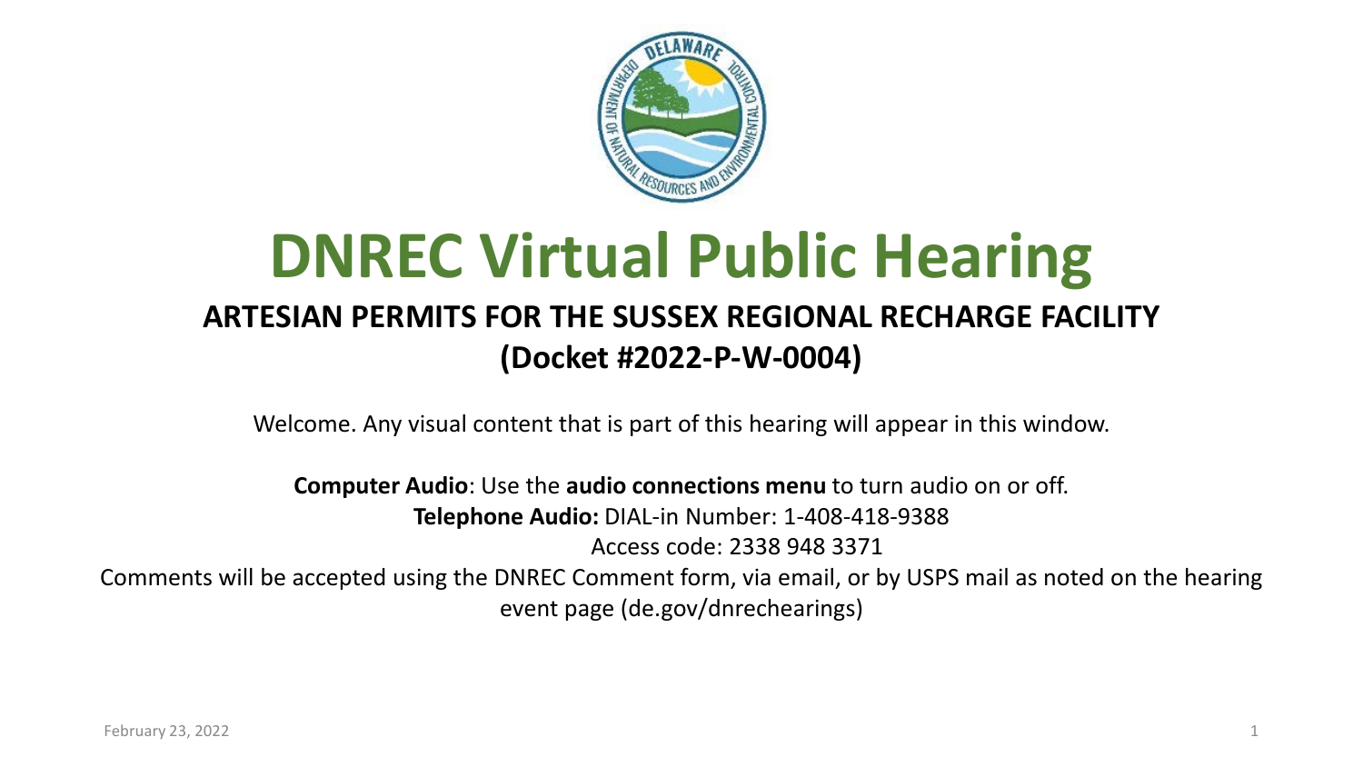# DNREC Virtual Public Hearing

## ARTESIAN PERMITS FOR THE SUSSEX REGIONAL RECHARGE FACILITY
## (Docket #2022-P-W-0004)

Welcome. Any visual content that is part of this hearing will appear in this window.

**Computer Audio**: Use the **audio connections menu** to turn audio on or off.
**Telephone Audio:** DIAL-in Number: 1-408-418-9388
Access code: 2338 948 3371

Comments will be accepted using the DNREC Comment form, via email, or by USPS mail as noted on the hearing event page (de.gov/dnrechearings)

February 23, 2022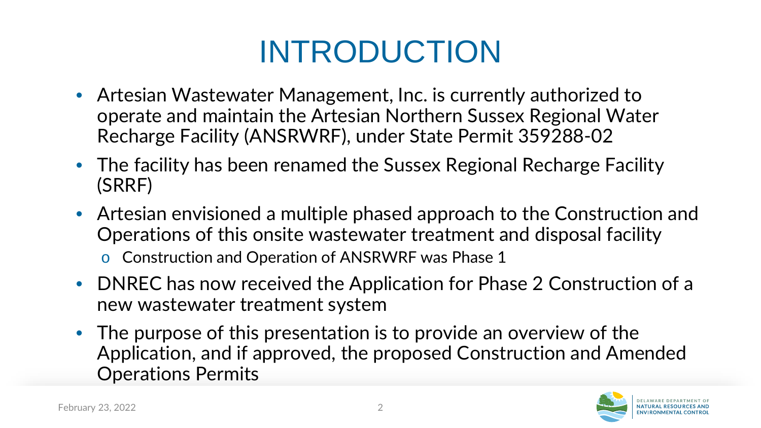# INTRODUCTION

- Artesian Wastewater Management, Inc. is currently authorized to operate and maintain the Artesian Northern Sussex Regional Water Recharge Facility (ANSRWRF), under State Permit 359288-02
- The facility has been renamed the Sussex Regional Recharge Facility (SRRF)
- Artesian envisioned a multiple phased approach to the Construction and Operations of this onsite wastewater treatment and disposal facility
  - Construction and Operation of ANSRWRF was Phase 1
- DNREC has now received the Application for Phase 2 Construction of a new wastewater treatment system
- The purpose of this presentation is to provide an overview of the Application, and if approved, the proposed Construction and Amended Operations Permits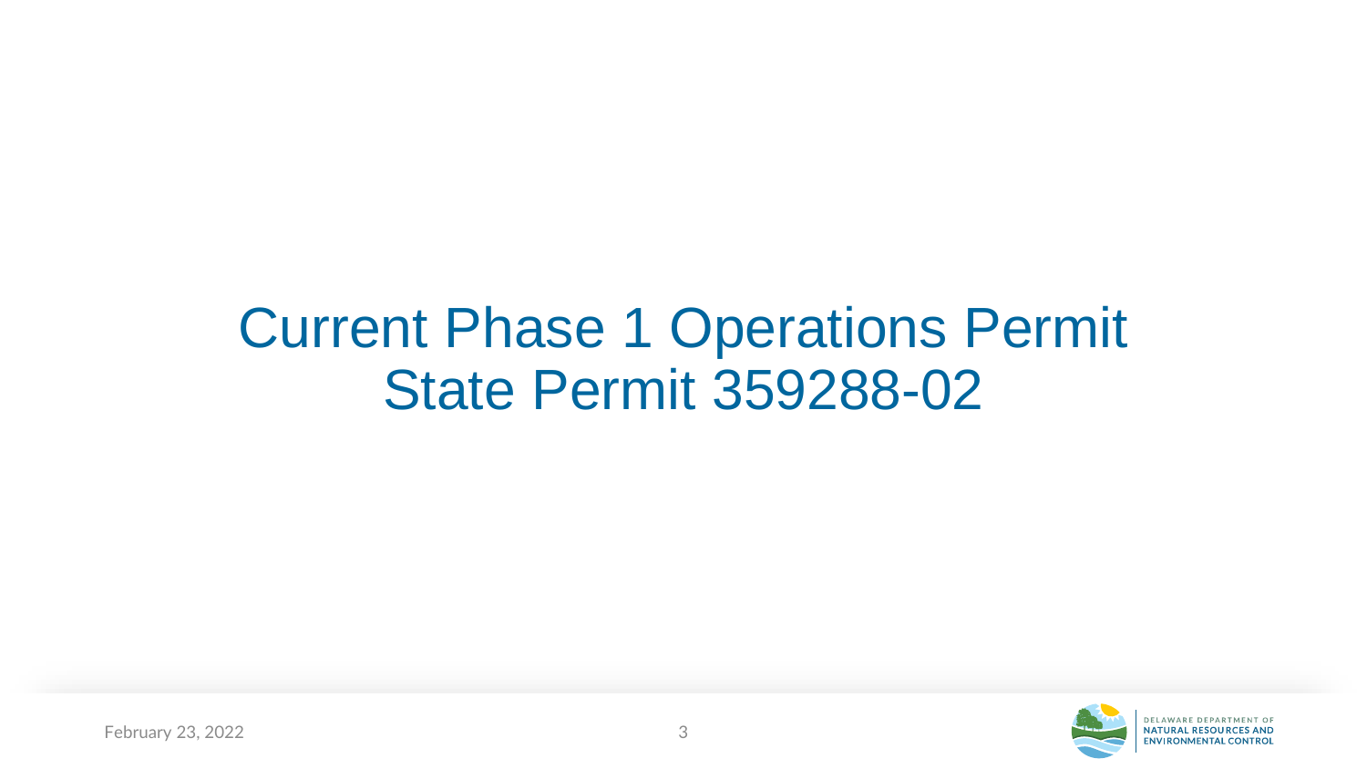# Current Phase 1 Operations Permit
# State Permit 359288-02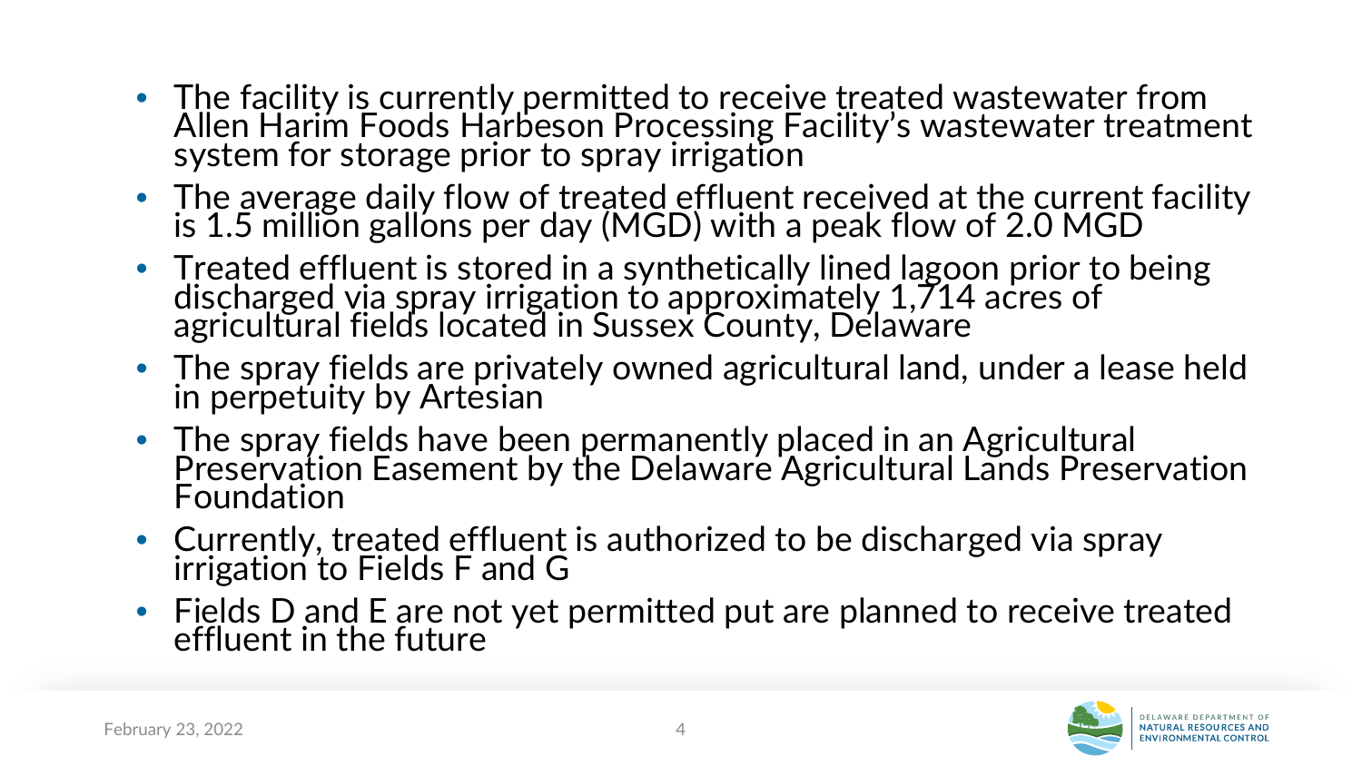- The facility is currently permitted to receive treated wastewater from Allen Harim Foods Harbeson Processing Facility's wastewater treatment system for storage prior to spray irrigation
- The average daily flow of treated effluent received at the current facility is 1.5 million gallons per day (MGD) with a peak flow of 2.0 MGD
- Treated effluent is stored in a synthetically lined lagoon prior to being discharged via spray irrigation to approximately 1,714 acres of agricultural fields located in Sussex County, Delaware
- The spray fields are privately owned agricultural land, under a lease held in perpetuity by Artesian
- The spray fields have been permanently placed in an Agricultural Preservation Easement by the Delaware Agricultural Lands Preservation Foundation
- Currently, treated effluent is authorized to be discharged via spray irrigation to Fields F and G
- Fields D and E are not yet permitted put are planned to receive treated effluent in the future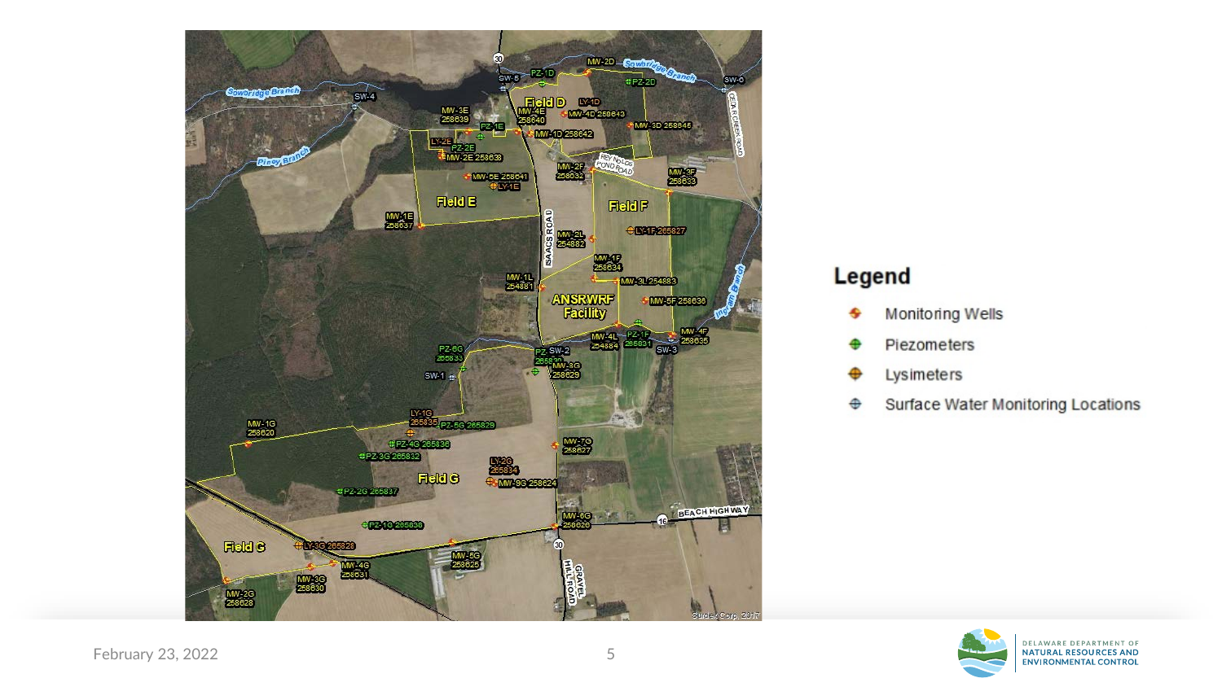## Legend

- Monitoring Wells
- Piezometers
- Lysimeters
- Surface Water Monitoring Locations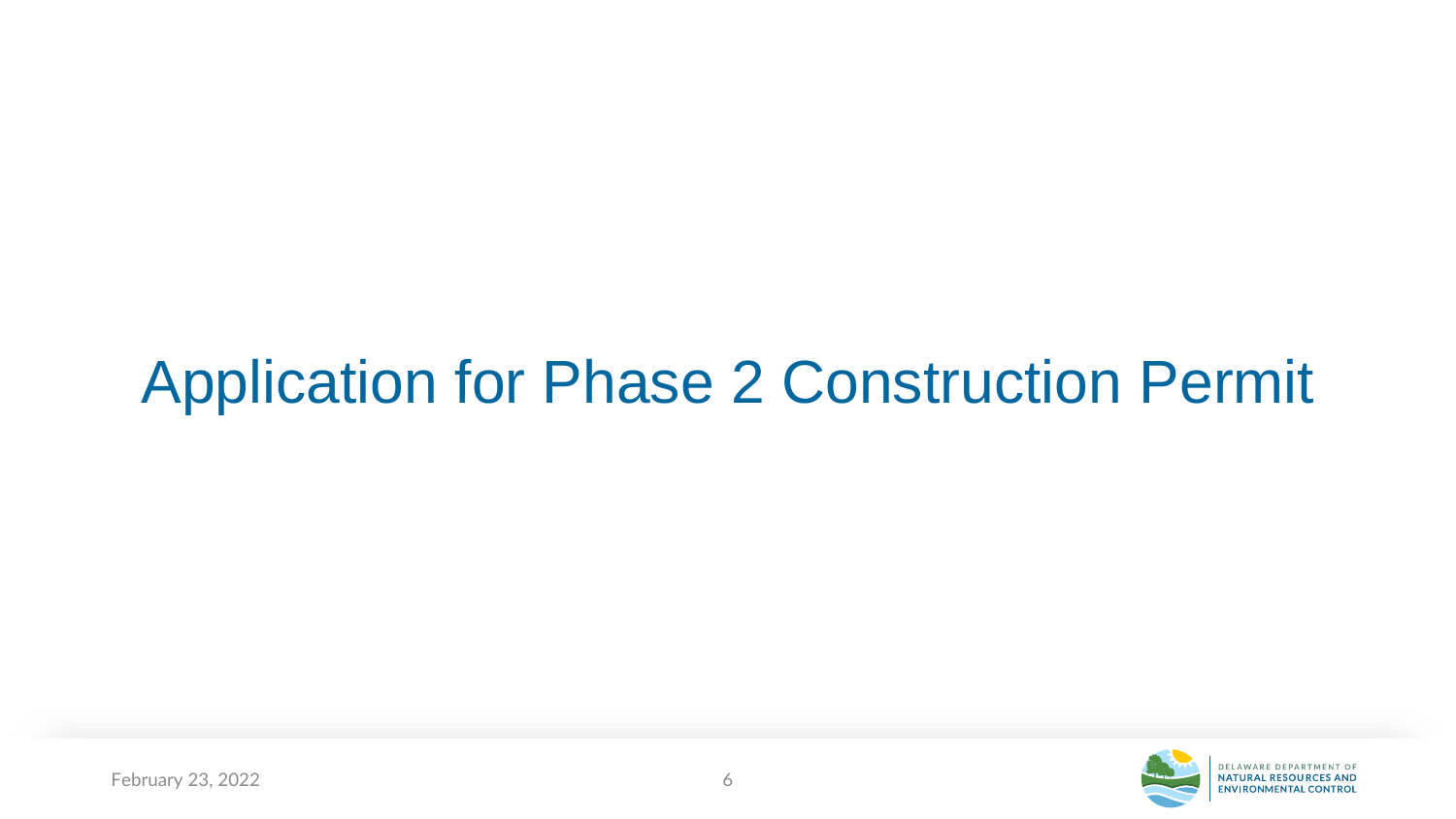# Application for Phase 2 Construction Permit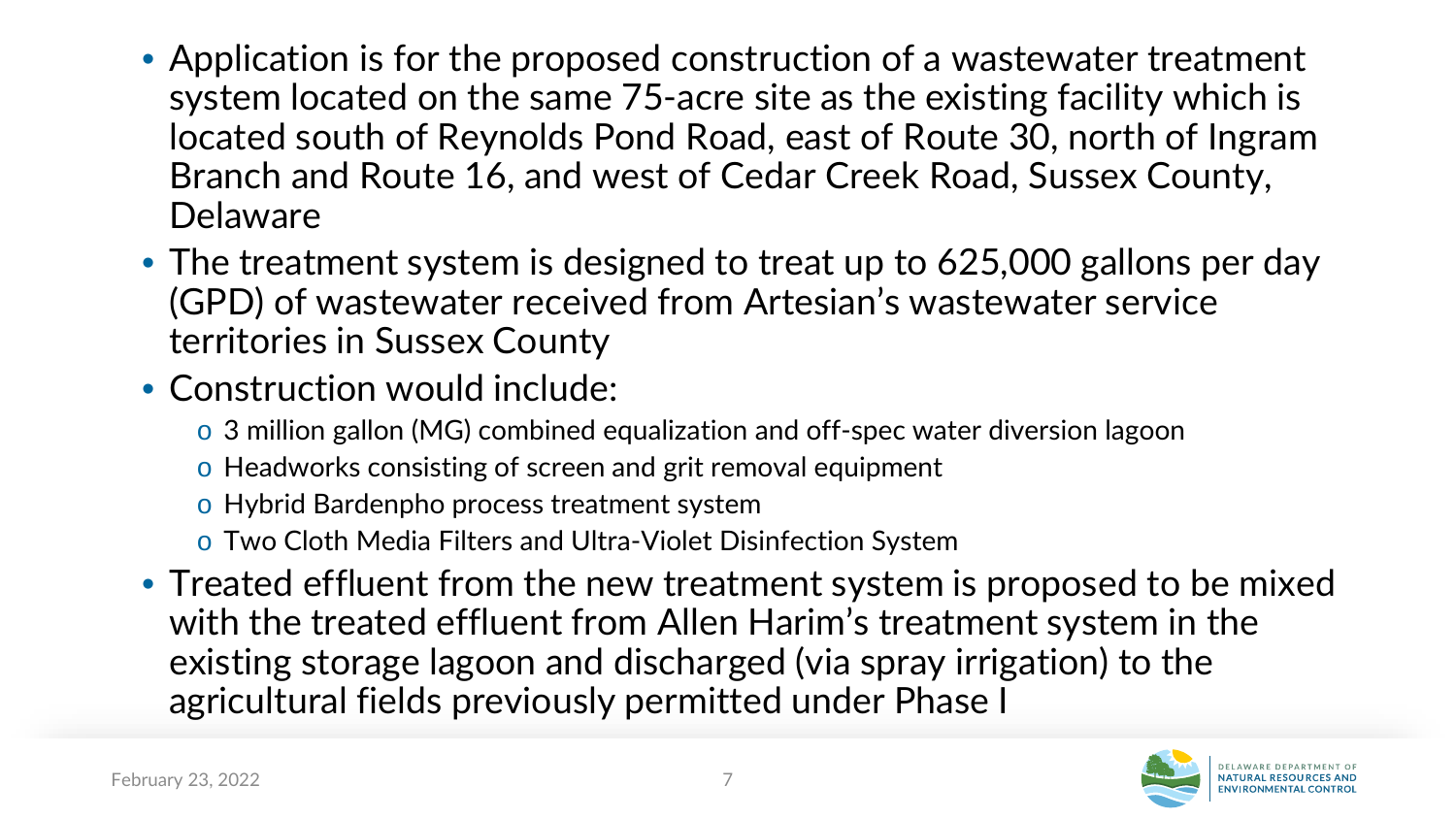- Application is for the proposed construction of a wastewater treatment system located on the same 75-acre site as the existing facility which is located south of Reynolds Pond Road, east of Route 30, north of Ingram Branch and Route 16, and west of Cedar Creek Road, Sussex County, Delaware
- The treatment system is designed to treat up to 625,000 gallons per day (GPD) of wastewater received from Artesian's wastewater service territories in Sussex County
- Construction would include:
  - 3 million gallon (MG) combined equalization and off-spec water diversion lagoon
  - Headworks consisting of screen and grit removal equipment
  - Hybrid Bardenpho process treatment system
  - Two Cloth Media Filters and Ultra-Violet Disinfection System
- Treated effluent from the new treatment system is proposed to be mixed with the treated effluent from Allen Harim's treatment system in the existing storage lagoon and discharged (via spray irrigation) to the agricultural fields previously permitted under Phase I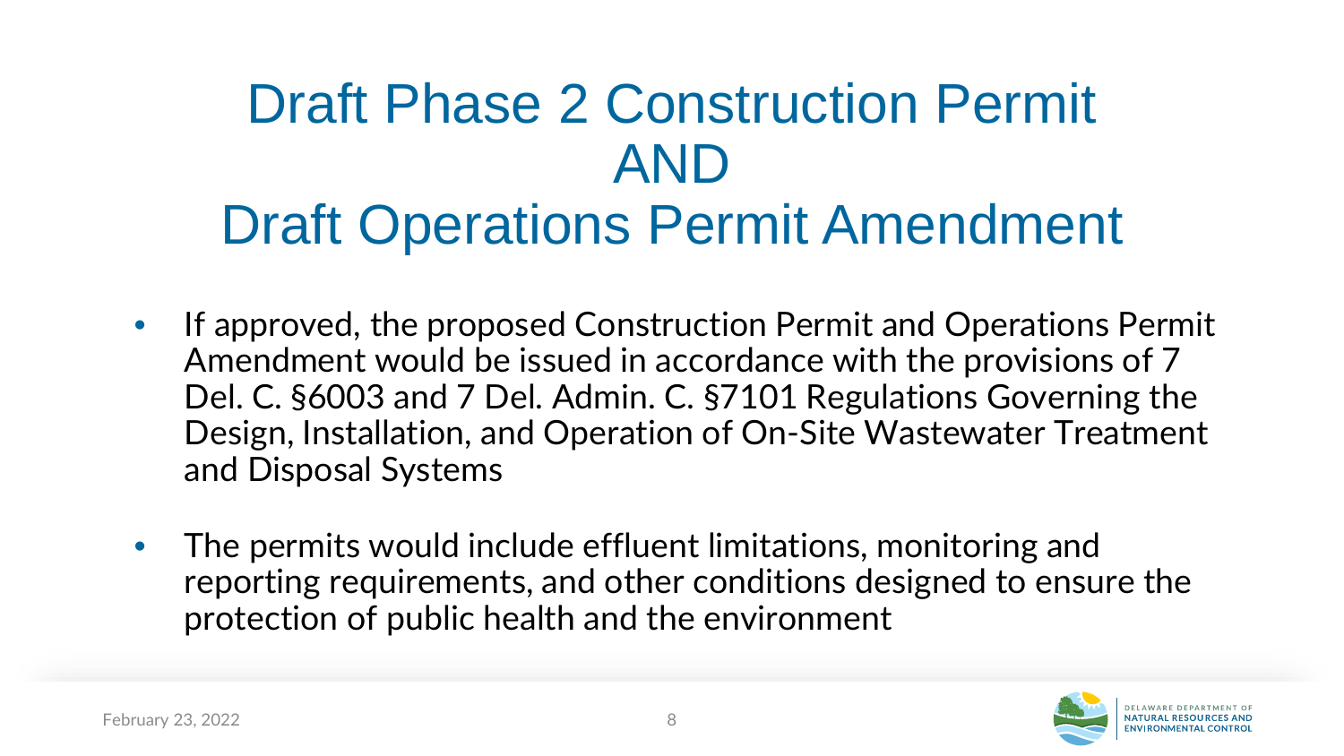# Draft Phase 2 Construction Permit AND Draft Operations Permit Amendment

- If approved, the proposed Construction Permit and Operations Permit Amendment would be issued in accordance with the provisions of 7 Del. C. §6003 and 7 Del. Admin. C. §7101 Regulations Governing the Design, Installation, and Operation of On-Site Wastewater Treatment and Disposal Systems

- The permits would include effluent limitations, monitoring and reporting requirements, and other conditions designed to ensure the protection of public health and the environment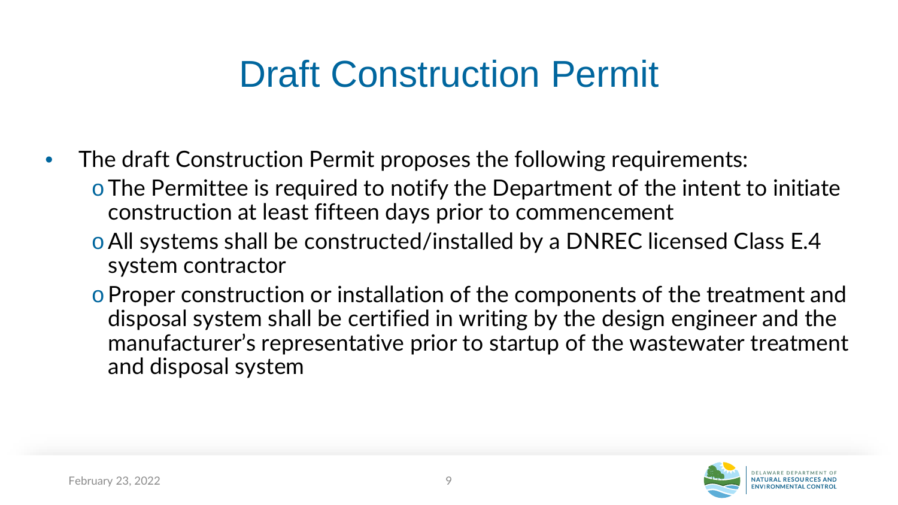# Draft Construction Permit

- The draft Construction Permit proposes the following requirements:
  - The Permittee is required to notify the Department of the intent to initiate construction at least fifteen days prior to commencement
  - All systems shall be constructed/installed by a DNREC licensed Class E.4 system contractor
  - Proper construction or installation of the components of the treatment and disposal system shall be certified in writing by the design engineer and the manufacturer's representative prior to startup of the wastewater treatment and disposal system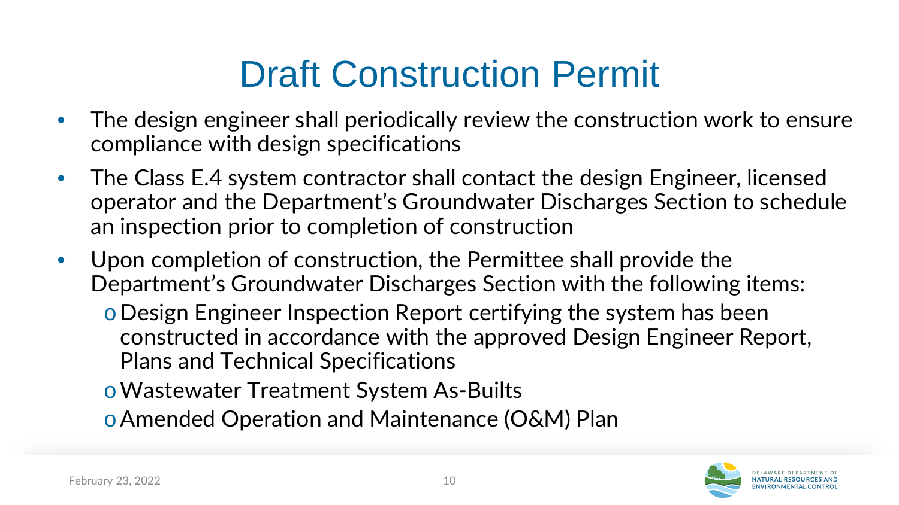# Draft Construction Permit

- The design engineer shall periodically review the construction work to ensure compliance with design specifications
- The Class E.4 system contractor shall contact the design Engineer, licensed operator and the Department's Groundwater Discharges Section to schedule an inspection prior to completion of construction
- Upon completion of construction, the Permittee shall provide the Department's Groundwater Discharges Section with the following items:
  - Design Engineer Inspection Report certifying the system has been constructed in accordance with the approved Design Engineer Report, Plans and Technical Specifications
  - Wastewater Treatment System As-Builts
  - Amended Operation and Maintenance (O&M) Plan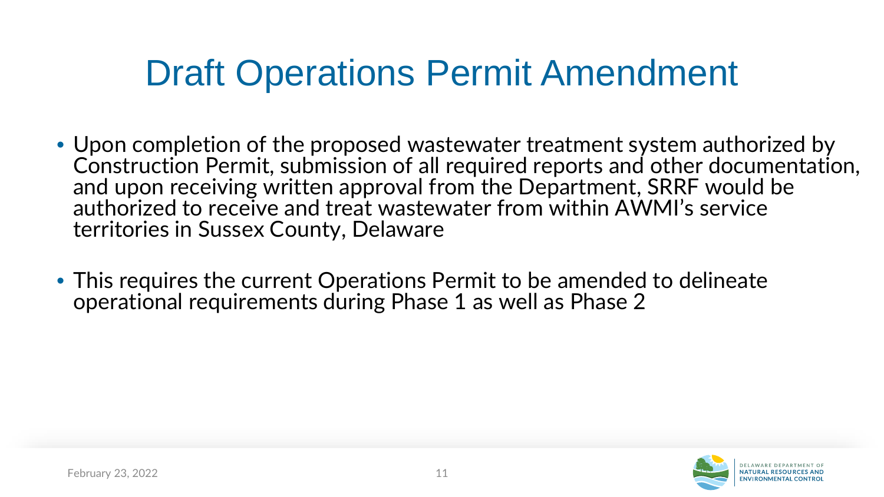# Draft Operations Permit Amendment

- Upon completion of the proposed wastewater treatment system authorized by Construction Permit, submission of all required reports and other documentation, and upon receiving written approval from the Department, SRRF would be authorized to receive and treat wastewater from within AWMI's service territories in Sussex County, Delaware

- This requires the current Operations Permit to be amended to delineate operational requirements during Phase 1 as well as Phase 2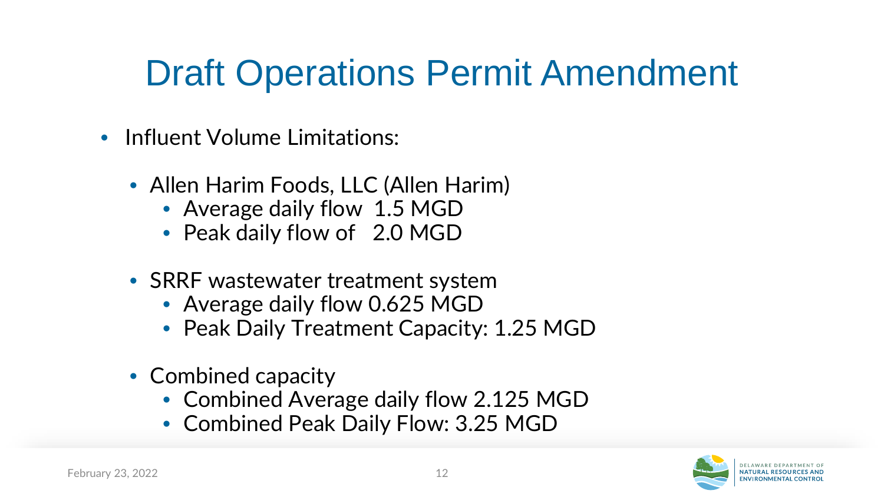# Draft Operations Permit Amendment

- Influent Volume Limitations:
  - Allen Harim Foods, LLC (Allen Harim)
    - Average daily flow 1.5 MGD
    - Peak daily flow of 2.0 MGD
  - SRRF wastewater treatment system
    - Average daily flow 0.625 MGD
    - Peak Daily Treatment Capacity: 1.25 MGD
  - Combined capacity
    - Combined Average daily flow 2.125 MGD
    - Combined Peak Daily Flow: 3.25 MGD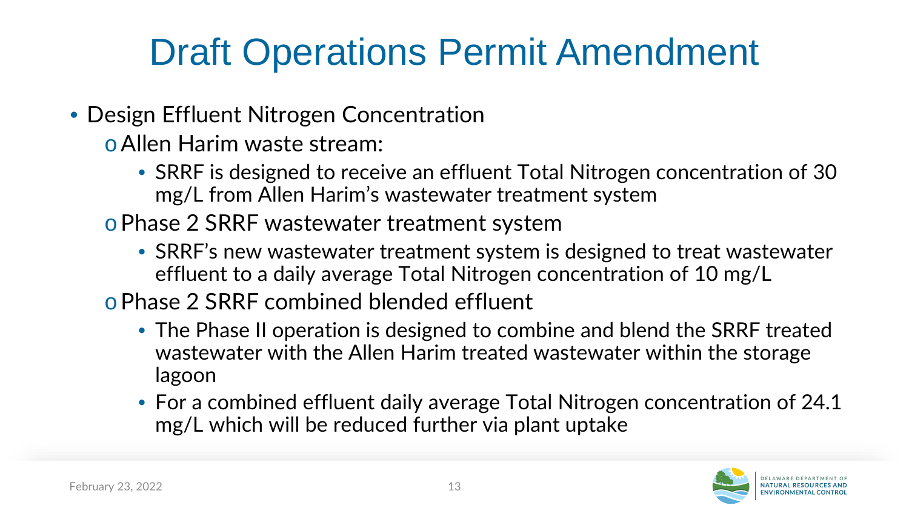# Draft Operations Permit Amendment

- Design Effluent Nitrogen Concentration
  - Allen Harim waste stream:
    - SRRF is designed to receive an effluent Total Nitrogen concentration of 30 mg/L from Allen Harim's wastewater treatment system
  - Phase 2 SRRF wastewater treatment system
    - SRRF's new wastewater treatment system is designed to treat wastewater effluent to a daily average Total Nitrogen concentration of 10 mg/L
  - Phase 2 SRRF combined blended effluent
    - The Phase II operation is designed to combine and blend the SRRF treated wastewater with the Allen Harim treated wastewater within the storage lagoon
    - For a combined effluent daily average Total Nitrogen concentration of 24.1 mg/L which will be reduced further via plant uptake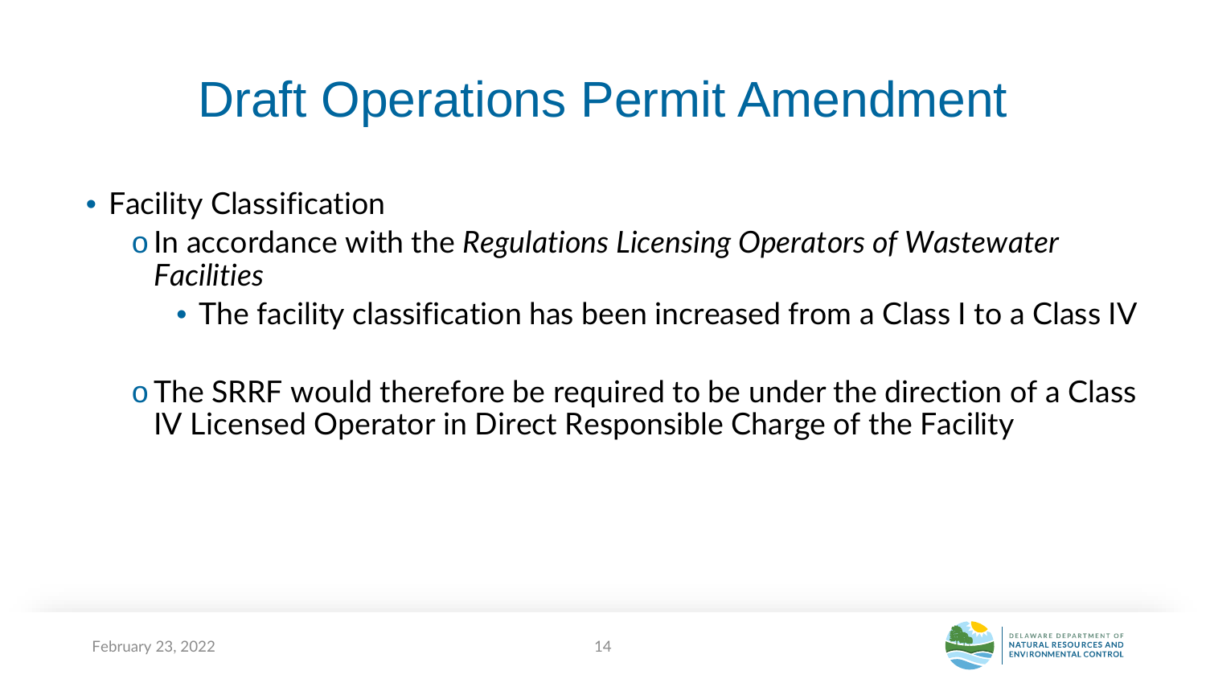# Draft Operations Permit Amendment

- Facility Classification
  - In accordance with the *Regulations Licensing Operators of Wastewater Facilities*
    - The facility classification has been increased from a Class I to a Class IV
  - The SRRF would therefore be required to be under the direction of a Class IV Licensed Operator in Direct Responsible Charge of the Facility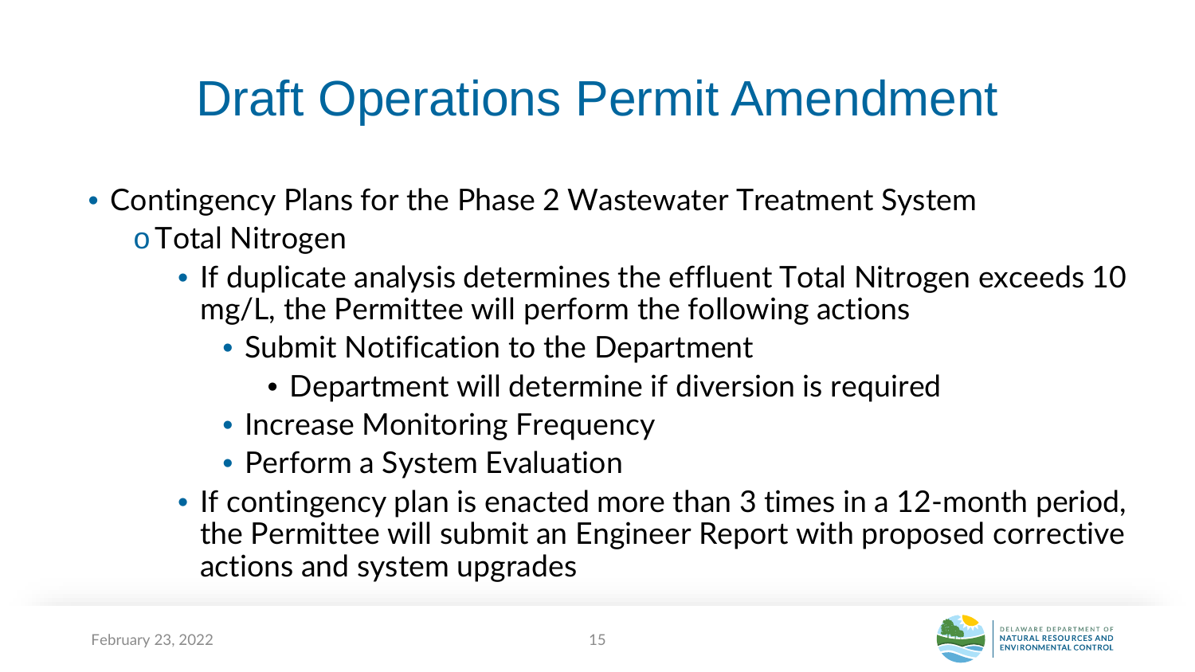# Draft Operations Permit Amendment

- Contingency Plans for the Phase 2 Wastewater Treatment System
  - Total Nitrogen
    - If duplicate analysis determines the effluent Total Nitrogen exceeds 10 mg/L, the Permittee will perform the following actions
      - Submit Notification to the Department
        - Department will determine if diversion is required
      - Increase Monitoring Frequency
      - Perform a System Evaluation
    - If contingency plan is enacted more than 3 times in a 12-month period, the Permittee will submit an Engineer Report with proposed corrective actions and system upgrades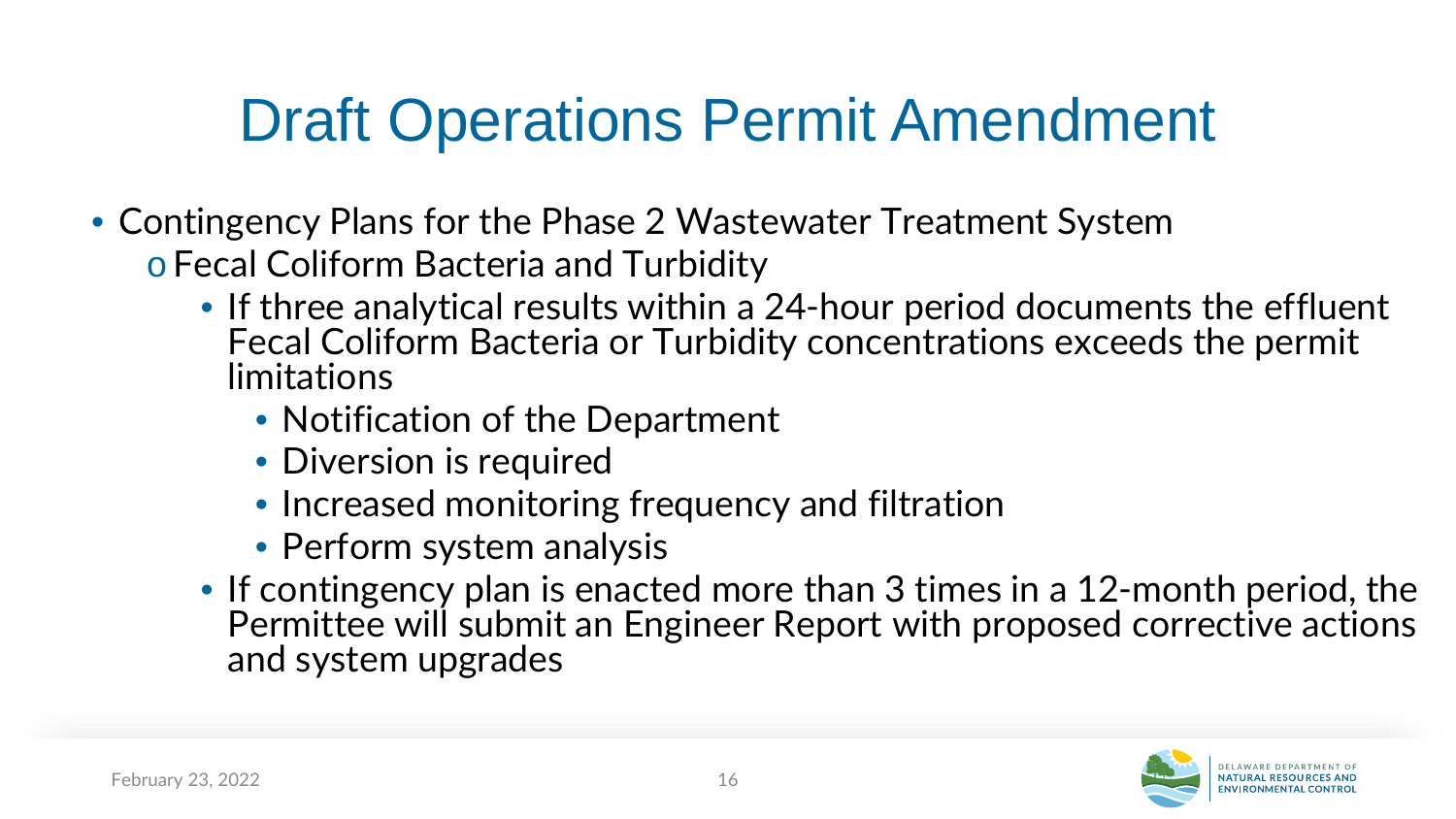# Draft Operations Permit Amendment

- Contingency Plans for the Phase 2 Wastewater Treatment System
  - Fecal Coliform Bacteria and Turbidity
    - If three analytical results within a 24-hour period documents the effluent Fecal Coliform Bacteria or Turbidity concentrations exceeds the permit limitations
      - Notification of the Department
      - Diversion is required
      - Increased monitoring frequency and filtration
      - Perform system analysis
    - If contingency plan is enacted more than 3 times in a 12-month period, the Permittee will submit an Engineer Report with proposed corrective actions and system upgrades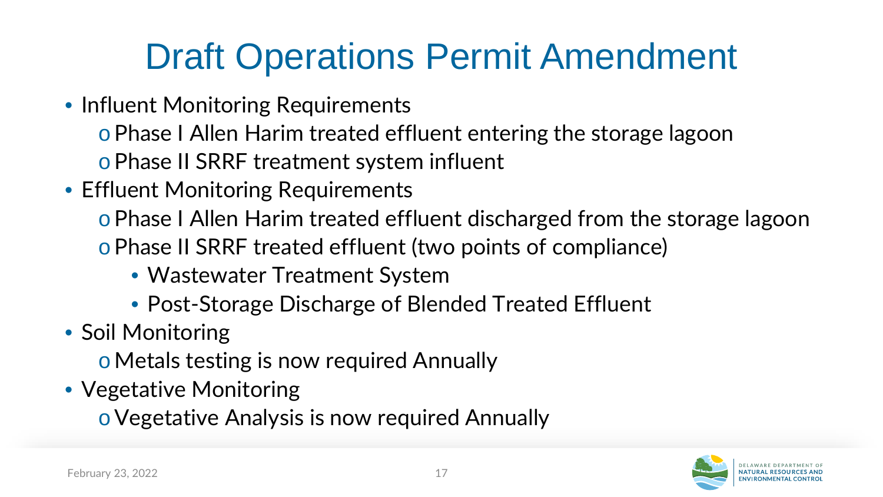# Draft Operations Permit Amendment

- Influent Monitoring Requirements
  - Phase I Allen Harim treated effluent entering the storage lagoon
  - Phase II SRRF treatment system influent
- Effluent Monitoring Requirements
  - Phase I Allen Harim treated effluent discharged from the storage lagoon
  - Phase II SRRF treated effluent (two points of compliance)
    - Wastewater Treatment System
    - Post-Storage Discharge of Blended Treated Effluent
- Soil Monitoring
  - Metals testing is now required Annually
- Vegetative Monitoring
  - Vegetative Analysis is now required Annually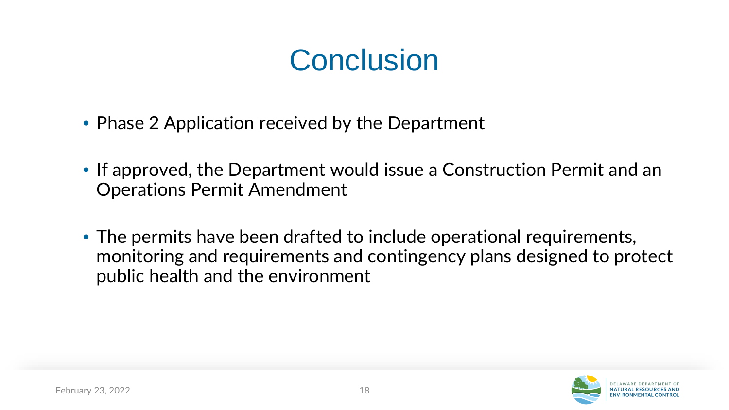# Conclusion

- Phase 2 Application received by the Department
- If approved, the Department would issue a Construction Permit and an Operations Permit Amendment
- The permits have been drafted to include operational requirements, monitoring and requirements and contingency plans designed to protect public health and the environment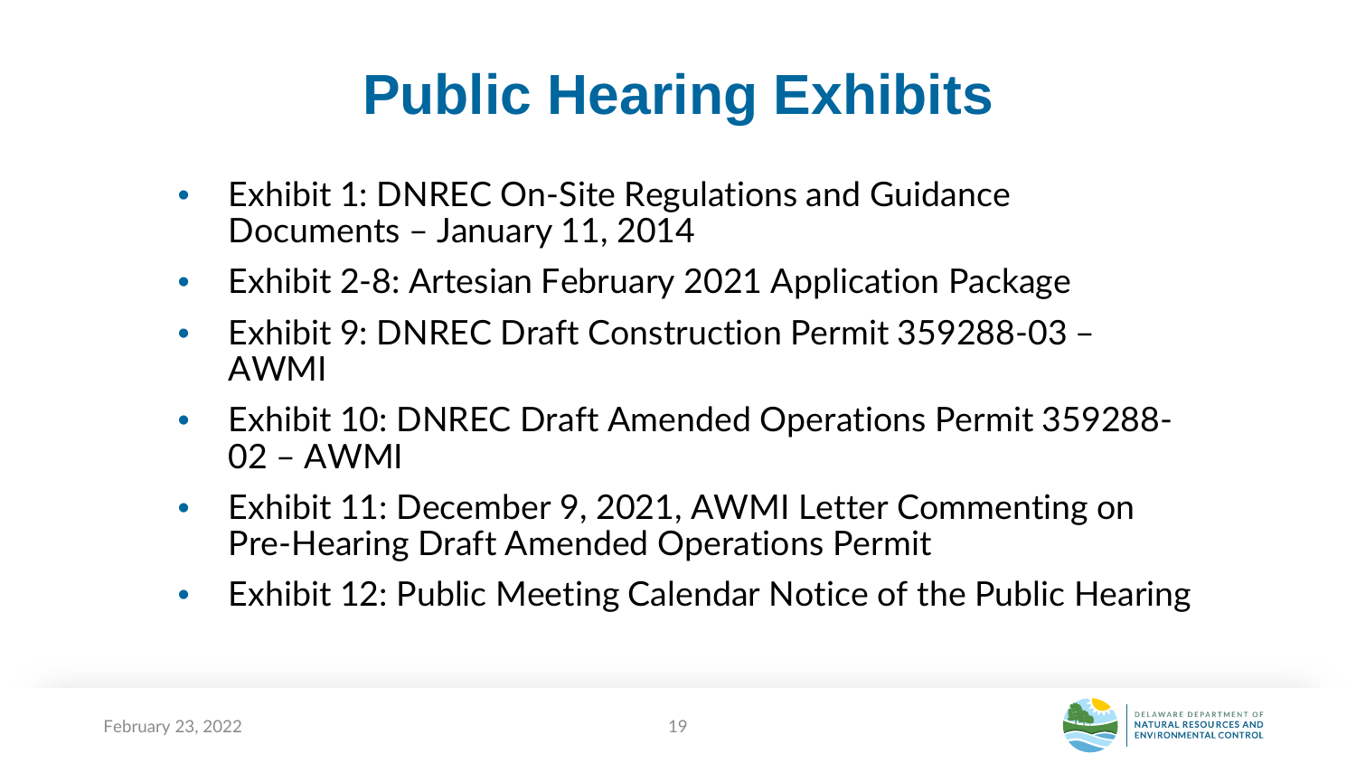# Public Hearing Exhibits

- Exhibit 1: DNREC On-Site Regulations and Guidance Documents – January 11, 2014
- Exhibit 2-8: Artesian February 2021 Application Package
- Exhibit 9: DNREC Draft Construction Permit 359288-03 – AWMI
- Exhibit 10: DNREC Draft Amended Operations Permit 359288-02 – AWMI
- Exhibit 11: December 9, 2021, AWMI Letter Commenting on Pre-Hearing Draft Amended Operations Permit
- Exhibit 12: Public Meeting Calendar Notice of the Public Hearing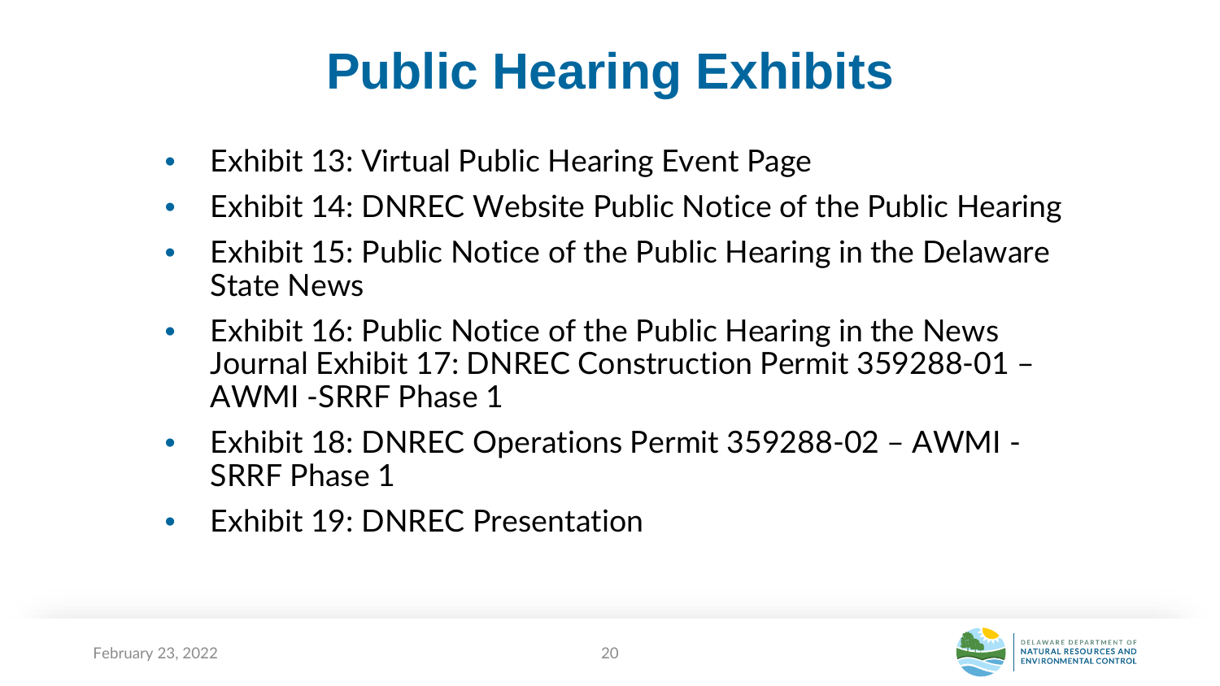# Public Hearing Exhibits

- Exhibit 13: Virtual Public Hearing Event Page
- Exhibit 14: DNREC Website Public Notice of the Public Hearing
- Exhibit 15: Public Notice of the Public Hearing in the Delaware State News
- Exhibit 16: Public Notice of the Public Hearing in the News Journal Exhibit 17: DNREC Construction Permit 359288-01 – AWMI -SRRF Phase 1
- Exhibit 18: DNREC Operations Permit 359288-02 – AWMI -SRRF Phase 1
- Exhibit 19: DNREC Presentation

February 23, 2022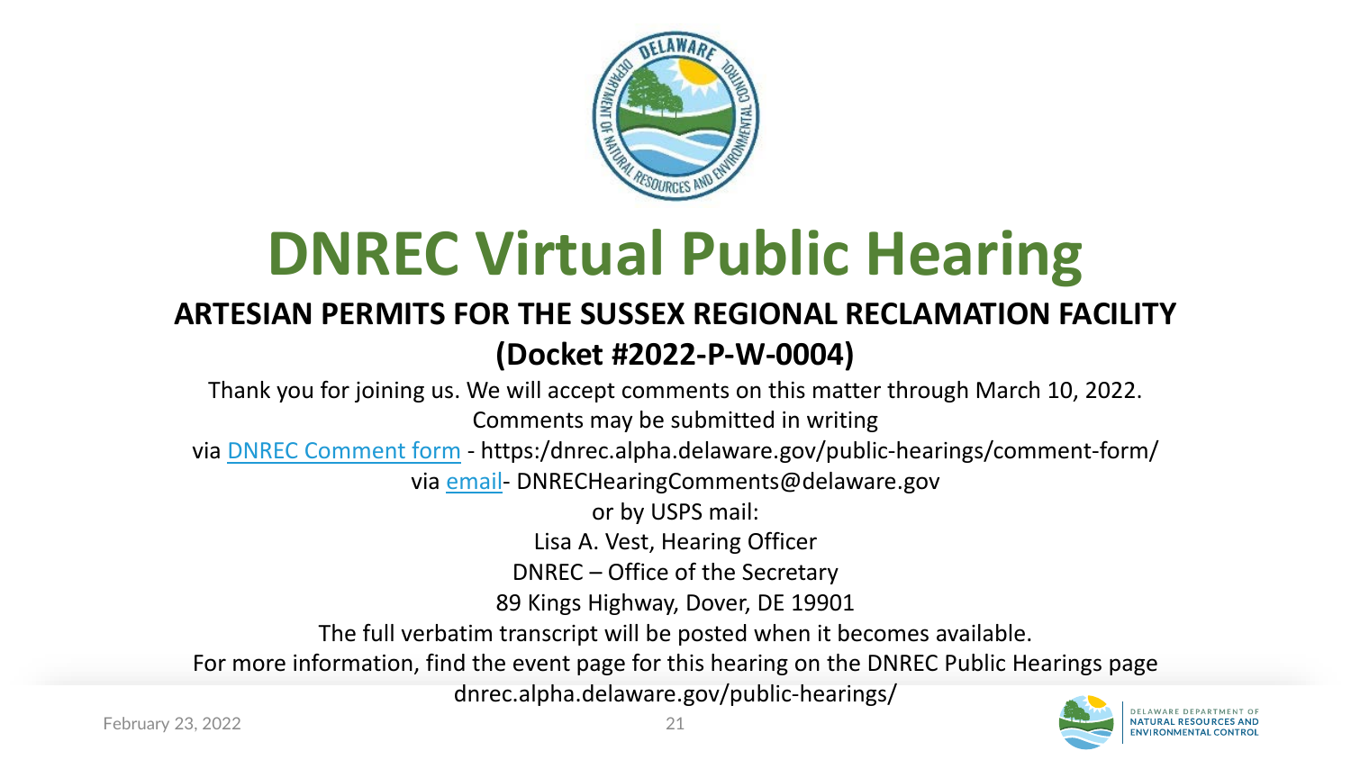# DNREC Virtual Public Hearing

## ARTESIAN PERMITS FOR THE SUSSEX REGIONAL RECLAMATION FACILITY (Docket #2022-P-W-0004)

Thank you for joining us. We will accept comments on this matter through March 10, 2022.

Comments may be submitted in writing

via DNREC Comment form - https:/dnrec.alpha.delaware.gov/public-hearings/comment-form/

via email- DNRECHearingComments@delaware.gov

or by USPS mail:

Lisa A. Vest, Hearing Officer

DNREC – Office of the Secretary

89 Kings Highway, Dover, DE 19901

The full verbatim transcript will be posted when it becomes available.

For more information, find the event page for this hearing on the DNREC Public Hearings page

dnrec.alpha.delaware.gov/public-hearings/